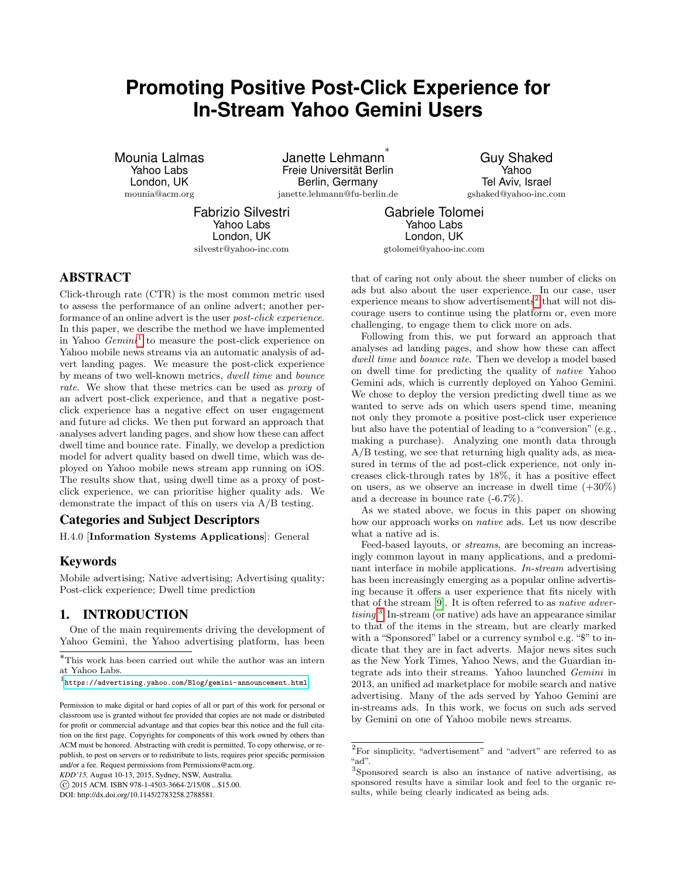# Promoting Positive Post-Click Experience for In-Stream Yahoo Gemini Users

Mounia Lalmas
Yahoo Labs
London, UK
mounia@acm.org

Janette Lehmann[*]
Freie Universität Berlin
Berlin, Germany
janette.lehmann@fu-berlin.de

Guy Shaked
Yahoo
Tel Aviv, Israel
gshaked@yahoo-inc.com

Fabrizio Silvestri
Yahoo Labs
London, UK
silvestr@yahoo-inc.com

Gabriele Tolomei
Yahoo Labs
London, UK
gtolomei@yahoo-inc.com

## ABSTRACT

Click-through rate (CTR) is the most common metric used to assess the performance of an online advert; another performance of an online advert is the user *post-click experience*. In this paper, we describe the method we have implemented in Yahoo *Gemini*[1] to measure the post-click experience on Yahoo mobile news streams via an automatic analysis of advert landing pages. We measure the post-click experience by means of two well-known metrics, *dwell time* and *bounce rate*. We show that these metrics can be used as *proxy* of an advert post-click experience, and that a negative post-click experience has a negative effect on user engagement and future ad clicks. We then put forward an approach that analyses advert landing pages, and show how these can affect dwell time and bounce rate. Finally, we develop a prediction model for advert quality based on dwell time, which was deployed on Yahoo mobile news stream app running on iOS. The results show that, using dwell time as a proxy of post-click experience, we can prioritise higher quality ads. We demonstrate the impact of this on users via A/B testing.

## Categories and Subject Descriptors

H.4.0 [**Information Systems Applications**]: General

## Keywords

Mobile advertising; Native advertising; Advertising quality; Post-click experience; Dwell time prediction

## 1. INTRODUCTION

One of the main requirements driving the development of Yahoo Gemini, the Yahoo advertising platform, has been that of caring not only about the sheer number of clicks on ads but also about the user experience. In our case, user experience means to show advertisements[2] that will not discourage users to continue using the platform or, even more challenging, to engage them to click more on ads.

Following from this, we put forward an approach that analyses ad landing pages, and show how these can affect *dwell time* and *bounce rate*. Then we develop a model based on dwell time for predicting the quality of *native* Yahoo Gemini ads, which is currently deployed on Yahoo Gemini. We chose to deploy the version predicting dwell time as we wanted to serve ads on which users spend time, meaning not only they promote a positive post-click user experience but also have the potential of leading to a "conversion" (e.g., making a purchase). Analyzing one month data through A/B testing, we see that returning high quality ads, as measured in terms of the ad post-click experience, not only increases click-through rates by 18%, it has a positive effect on users, as we observe an increase in dwell time (+30%) and a decrease in bounce rate (-6.7%).

As we stated above, we focus in this paper on showing how our approach works on *native* ads. Let us now describe what a native ad is.

Feed-based layouts, or *streams*, are becoming an increasingly common layout in many applications, and a predominant interface in mobile applications. *In-stream* advertising has been increasingly emerging as a popular online advertising because it offers a user experience that fits nicely with that of the stream [9]. It is often referred to as *native advertising*.[3] In-stream (or native) ads have an appearance similar to that of the items in the stream, but are clearly marked with a "Sponsored" label or a currency symbol e.g. "$" to indicate that they are in fact adverts. Major news sites such as the New York Times, Yahoo News, and the Guardian integrate ads into their streams. Yahoo launched *Gemini* in 2013, an unified ad marketplace for mobile search and native advertising. Many of the ads served by Yahoo Gemini are in-streams ads. In this work, we focus on such ads served by Gemini on one of Yahoo mobile news streams.

[*]This work has been carried out while the author was an intern at Yahoo Labs.

[1]https://advertising.yahoo.com/Blog/gemini-announcement.html

[2]For simplicity, "advertisement" and "advert" are referred to as "ad".

[3]Sponsored search is also an instance of native advertising, as sponsored results have a similar look and feel to the organic results, while being clearly indicated as being ads.

Permission to make digital or hard copies of all or part of this work for personal or classroom use is granted without fee provided that copies are not made or distributed for profit or commercial advantage and that copies bear this notice and the full citation on the first page. Copyrights for components of this work owned by others than ACM must be honored. Abstracting with credit is permitted. To copy otherwise, or republish, to post on servers or to redistribute to lists, requires prior specific permission and/or a fee. Request permissions from Permissions@acm.org.
*KDD'15*, August 10-13, 2015, Sydney, NSW, Australia.
© 2015 ACM. ISBN 978-1-4503-3664-2/15/08 ...$15.00.
DOI: http://dx.doi.org/10.1145/2783258.2788581.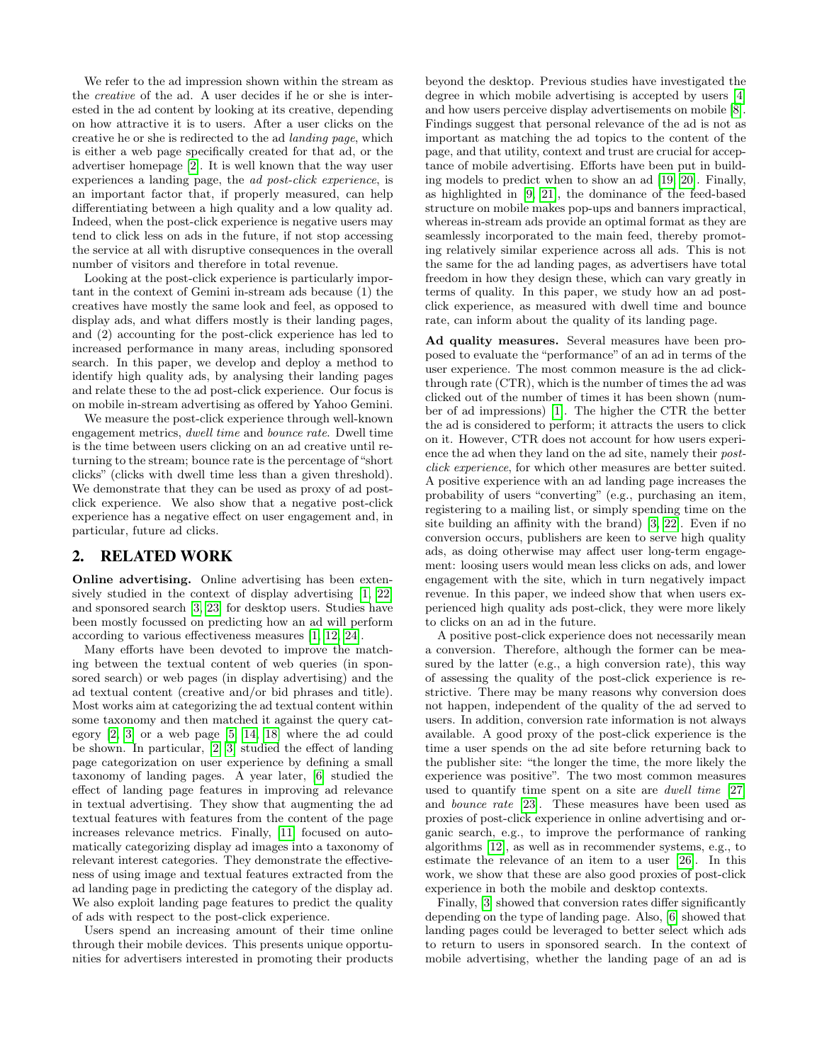We refer to the ad impression shown within the stream as the *creative* of the ad. A user decides if he or she is interested in the ad content by looking at its creative, depending on how attractive it is to users. After a user clicks on the creative he or she is redirected to the ad *landing page*, which is either a web page specifically created for that ad, or the advertiser homepage [2]. It is well known that the way user experiences a landing page, the *ad post-click experience*, is an important factor that, if properly measured, can help differentiating between a high quality and a low quality ad. Indeed, when the post-click experience is negative users may tend to click less on ads in the future, if not stop accessing the service at all with disruptive consequences in the overall number of visitors and therefore in total revenue.

Looking at the post-click experience is particularly important in the context of Gemini in-stream ads because (1) the creatives have mostly the same look and feel, as opposed to display ads, and what differs mostly is their landing pages, and (2) accounting for the post-click experience has led to increased performance in many areas, including sponsored search. In this paper, we develop and deploy a method to identify high quality ads, by analysing their landing pages and relate these to the ad post-click experience. Our focus is on mobile in-stream advertising as offered by Yahoo Gemini.

We measure the post-click experience through well-known engagement metrics, *dwell time* and *bounce rate*. Dwell time is the time between users clicking on an ad creative until returning to the stream; bounce rate is the percentage of "short clicks" (clicks with dwell time less than a given threshold). We demonstrate that they can be used as proxy of ad post-click experience. We also show that a negative post-click experience has a negative effect on user engagement and, in particular, future ad clicks.

## 2. RELATED WORK

**Online advertising.** Online advertising has been extensively studied in the context of display advertising [1, 22] and sponsored search [3, 23] for desktop users. Studies have been mostly focussed on predicting how an ad will perform according to various effectiveness measures [1, 12, 24].

Many efforts have been devoted to improve the matching between the textual content of web queries (in sponsored search) or web pages (in display advertising) and the ad textual content (creative and/or bid phrases and title). Most works aim at categorizing the ad textual content within some taxonomy and then matched it against the query category [2, 3] or a web page [5, 14, 18] where the ad could be shown. In particular, [2, 3] studied the effect of landing page categorization on user experience by defining a small taxonomy of landing pages. A year later, [6] studied the effect of landing page features in improving ad relevance in textual advertising. They show that augmenting the ad textual features with features from the content of the page increases relevance metrics. Finally, [11] focused on automatically categorizing display ad images into a taxonomy of relevant interest categories. They demonstrate the effectiveness of using image and textual features extracted from the ad landing page in predicting the category of the display ad. We also exploit landing page features to predict the quality of ads with respect to the post-click experience.

Users spend an increasing amount of their time online through their mobile devices. This presents unique opportunities for advertisers interested in promoting their products beyond the desktop. Previous studies have investigated the degree in which mobile advertising is accepted by users [4] and how users perceive display advertisements on mobile [8]. Findings suggest that personal relevance of the ad is not as important as matching the ad topics to the content of the page, and that utility, context and trust are crucial for acceptance of mobile advertising. Efforts have been put in building models to predict when to show an ad [19, 20]. Finally, as highlighted in [9, 21], the dominance of the feed-based structure on mobile makes pop-ups and banners impractical, whereas in-stream ads provide an optimal format as they are seamlessly incorporated to the main feed, thereby promoting relatively similar experience across all ads. This is not the same for the ad landing pages, as advertisers have total freedom in how they design these, which can vary greatly in terms of quality. In this paper, we study how an ad post-click experience, as measured with dwell time and bounce rate, can inform about the quality of its landing page.

**Ad quality measures.** Several measures have been proposed to evaluate the "performance" of an ad in terms of the user experience. The most common measure is the ad click-through rate (CTR), which is the number of times the ad was clicked out of the number of times it has been shown (number of ad impressions) [1]. The higher the CTR the better the ad is considered to perform; it attracts the users to click on it. However, CTR does not account for how users experience the ad when they land on the ad site, namely their *post-click experience*, for which other measures are better suited. A positive experience with an ad landing page increases the probability of users "converting" (e.g., purchasing an item, registering to a mailing list, or simply spending time on the site building an affinity with the brand) [3, 22]. Even if no conversion occurs, publishers are keen to serve high quality ads, as doing otherwise may affect user long-term engagement: loosing users would mean less clicks on ads, and lower engagement with the site, which in turn negatively impact revenue. In this paper, we indeed show that when users experienced high quality ads post-click, they were more likely to clicks on an ad in the future.

A positive post-click experience does not necessarily mean a conversion. Therefore, although the former can be measured by the latter (e.g., a high conversion rate), this way of assessing the quality of the post-click experience is restrictive. There may be many reasons why conversion does not happen, independent of the quality of the ad served to users. In addition, conversion rate information is not always available. A good proxy of the post-click experience is the time a user spends on the ad site before returning back to the publisher site: "the longer the time, the more likely the experience was positive". The two most common measures used to quantify time spent on a site are *dwell time* [27] and *bounce rate* [23]. These measures have been used as proxies of post-click experience in online advertising and organic search, e.g., to improve the performance of ranking algorithms [12], as well as in recommender systems, e.g., to estimate the relevance of an item to a user [26]. In this work, we show that these are also good proxies of post-click experience in both the mobile and desktop contexts.

Finally, [3] showed that conversion rates differ significantly depending on the type of landing page. Also, [6] showed that landing pages could be leveraged to better select which ads to return to users in sponsored search. In the context of mobile advertising, whether the landing page of an ad is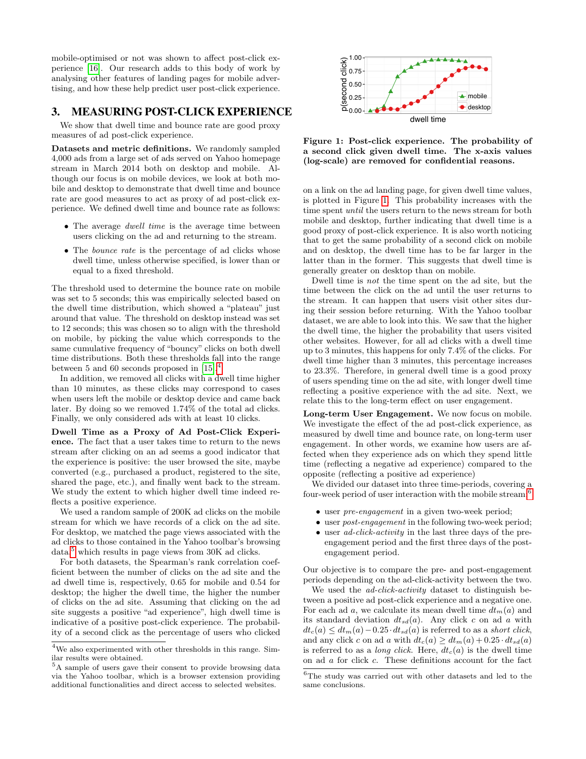mobile-optimised or not was shown to affect post-click experience [16]. Our research adds to this body of work by analysing other features of landing pages for mobile advertising, and how these help predict user post-click experience.

## 3. MEASURING POST-CLICK EXPERIENCE

We show that dwell time and bounce rate are good proxy measures of ad post-click experience.

**Datasets and metric definitions.** We randomly sampled 4,000 ads from a large set of ads served on Yahoo homepage stream in March 2014 both on desktop and mobile. Although our focus is on mobile devices, we look at both mobile and desktop to demonstrate that dwell time and bounce rate are good measures to act as proxy of ad post-click experience. We defined dwell time and bounce rate as follows:

- The average *dwell time* is the average time between users clicking on the ad and returning to the stream.
- The *bounce rate* is the percentage of ad clicks whose dwell time, unless otherwise specified, is lower than or equal to a fixed threshold.

The threshold used to determine the bounce rate on mobile was set to 5 seconds; this was empirically selected based on the dwell time distribution, which showed a "plateau" just around that value. The threshold on desktop instead was set to 12 seconds; this was chosen so to align with the threshold on mobile, by picking the value which corresponds to the same cumulative frequency of "bouncy" clicks on both dwell time distributions. Both these thresholds fall into the range between 5 and 60 seconds proposed in [15].[4]

In addition, we removed all clicks with a dwell time higher than 10 minutes, as these clicks may correspond to cases when users left the mobile or desktop device and came back later. By doing so we removed 1.74% of the total ad clicks. Finally, we only considered ads with at least 10 clicks.

**Dwell Time as a Proxy of Ad Post-Click Experience.** The fact that a user takes time to return to the news stream after clicking on an ad seems a good indicator that the experience is positive: the user browsed the site, maybe converted (e.g., purchased a product, registered to the site, shared the page, etc.), and finally went back to the stream. We study the extent to which higher dwell time indeed reflects a positive experience.

We used a random sample of 200K ad clicks on the mobile stream for which we have records of a click on the ad site. For desktop, we matched the page views associated with the ad clicks to those contained in the Yahoo toolbar's browsing data,[5] which results in page views from 30K ad clicks.

For both datasets, the Spearman's rank correlation coefficient between the number of clicks on the ad site and the ad dwell time is, respectively, 0.65 for mobile and 0.54 for desktop; the higher the dwell time, the higher the number of clicks on the ad site. Assuming that clicking on the ad site suggests a positive "ad experience", high dwell time is indicative of a positive post-click experience. The probability of a second click as the percentage of users who clicked on a link on the ad landing page, for given dwell time values, is plotted in Figure 1. This probability increases with the time spent *until* the users return to the news stream for both mobile and desktop, further indicating that dwell time is a good proxy of post-click experience. It is also worth noticing that to get the same probability of a second click on mobile and on desktop, the dwell time has to be far larger in the latter than in the former. This suggests that dwell time is generally greater on desktop than on mobile.

**Figure 1: Post-click experience. The probability of a second click given dwell time. The x-axis values (log-scale) are removed for confidential reasons.**

Dwell time is *not* the time spent on the ad site, but the time between the click on the ad until the user returns to the stream. It can happen that users visit other sites during their session before returning. With the Yahoo toolbar dataset, we are able to look into this. We saw that the higher the dwell time, the higher the probability that users visited other websites. However, for all ad clicks with a dwell time up to 3 minutes, this happens for only 7.4% of the clicks. For dwell time higher than 3 minutes, this percentage increases to 23.3%. Therefore, in general dwell time is a good proxy of users spending time on the ad site, with longer dwell time reflecting a positive experience with the ad site. Next, we relate this to the long-term effect on user engagement.

**Long-term User Engagement.** We now focus on mobile. We investigate the effect of the ad post-click experience, as measured by dwell time and bounce rate, on long-term user engagement. In other words, we examine how users are affected when they experience ads on which they spend little time (reflecting a negative ad experience) compared to the opposite (reflecting a positive ad experience)

We divided our dataset into three time-periods, covering a four-week period of user interaction with the mobile stream:[6]

- user *pre-engagement* in a given two-week period;
- user *post-engagement* in the following two-week period;
- user *ad-click-activity* in the last three days of the pre-engagement period and the first three days of the post-engagement period.

Our objective is to compare the pre- and post-engagement periods depending on the ad-click-activity between the two.

We used the *ad-click-activity* dataset to distinguish between a positive ad post-click experience and a negative one. For each ad $a$, we calculate its mean dwell time $dt_m(a)$ and its standard deviation $dt_{sd}(a)$. Any click $c$ on ad $a$ with $dt_c(a) \leq dt_m(a) - 0.25 \cdot dt_{sd}(a)$ is referred to as a *short click*, and any click $c$ on ad $a$ with $dt_c(a) \geq dt_m(a) + 0.25 \cdot dt_{sd}(a)$ is referred to as a *long click*. Here, $dt_c(a)$ is the dwell time on ad $a$ for click $c$. These definitions account for the fact

[4] We also experimented with other thresholds in this range. Similar results were obtained.

[5] A sample of users gave their consent to provide browsing data via the Yahoo toolbar, which is a browser extension providing additional functionalities and direct access to selected websites.

[6] The study was carried out with other datasets and led to the same conclusions.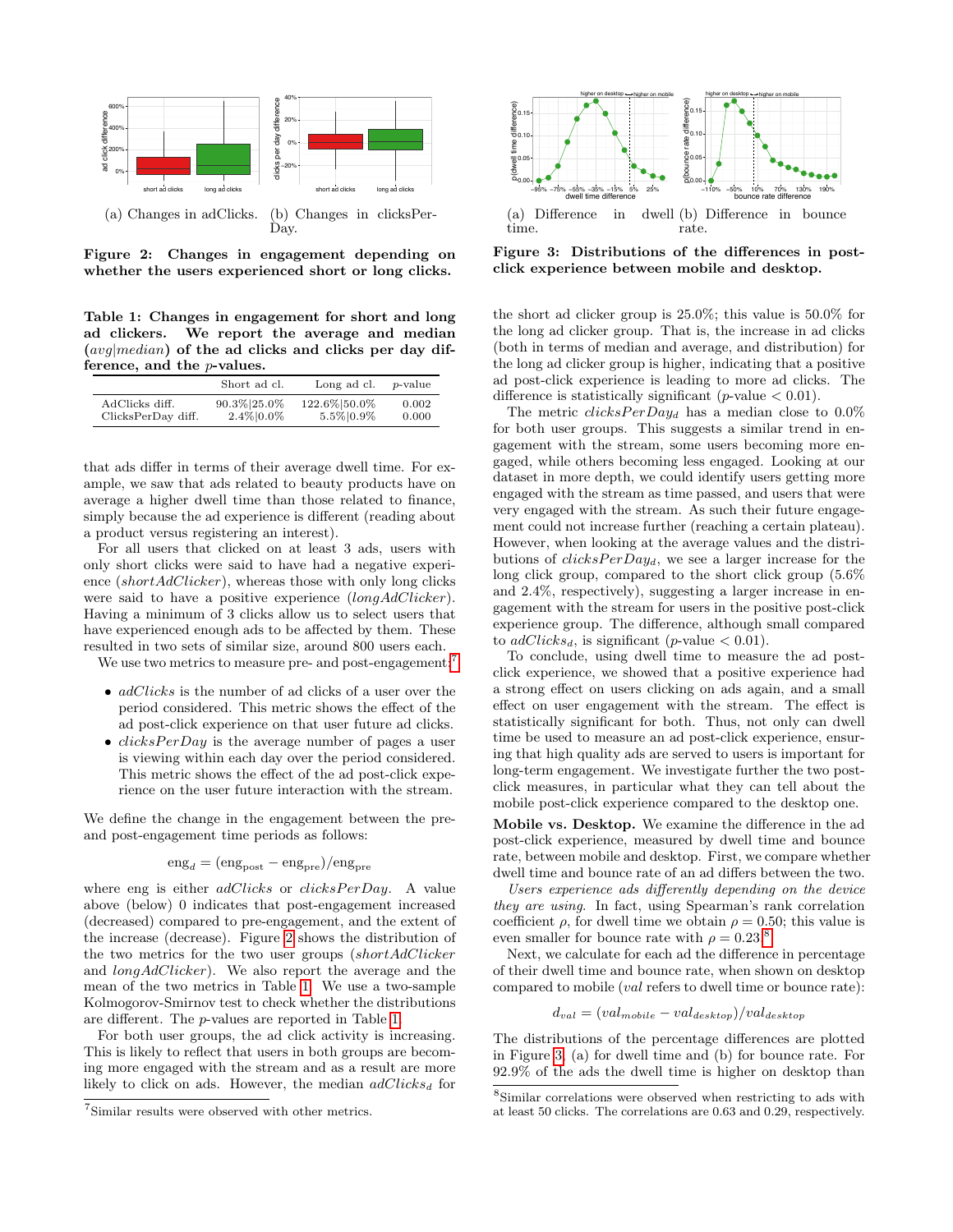(a) Changes in adClicks. (b) Changes in clicksPerDay.

**Figure 2: Changes in engagement depending on whether the users experienced short or long clicks.**

**Table 1: Changes in engagement for short and long ad clickers. We report the average and median (*avg*|*median*) of the ad clicks and clicks per day difference, and the *p*-values.**

| | Short ad cl. | Long ad cl. | *p*-value |
|---|---|---|---|
| AdClicks diff. | 90.3%\|25.0% | 122.6%\|50.0% | 0.002 |
| ClicksPerDay diff. | 2.4%\|0.0% | 5.5%\|0.9% | 0.000 |

that ads differ in terms of their average dwell time. For example, we saw that ads related to beauty products have on average a higher dwell time than those related to finance, simply because the ad experience is different (reading about a product versus registering an interest).

For all users that clicked on at least 3 ads, users with only short clicks were said to have had a negative experience (*shortAdClicker*), whereas those with only long clicks were said to have a positive experience (*longAdClicker*). Having a minimum of 3 clicks allow us to select users that have experienced enough ads to be affected by them. These resulted in two sets of similar size, around 800 users each.

We use two metrics to measure pre- and post-engagement:[7]

- *adClicks* is the number of ad clicks of a user over the period considered. This metric shows the effect of the ad post-click experience on that user future ad clicks.
- *clicksPerDay* is the average number of pages a user is viewing within each day over the period considered. This metric shows the effect of the ad post-click experience on the user future interaction with the stream.

We define the change in the engagement between the pre- and post-engagement time periods as follows:

$$\text{eng}_d = (\text{eng}_{\text{post}} - \text{eng}_{\text{pre}})/\text{eng}_{\text{pre}}$$

where eng is either *adClicks* or *clicksPerDay*. A value above (below) 0 indicates that post-engagement increased (decreased) compared to pre-engagement, and the extent of the increase (decrease). Figure 2 shows the distribution of the two metrics for the two user groups (*shortAdClicker* and *longAdClicker*). We also report the average and the mean of the two metrics in Table 1. We use a two-sample Kolmogorov-Smirnov test to check whether the distributions are different. The *p*-values are reported in Table 1.

For both user groups, the ad click activity is increasing. This is likely to reflect that users in both groups are becoming more engaged with the stream and as a result are more likely to click on ads. However, the median $adClicks_d$ for the short ad clicker group is 25.0%; this value is 50.0% for the long ad clicker group. That is, the increase in ad clicks (both in terms of median and average, and distribution) for the long ad clicker group is higher, indicating that a positive ad post-click experience is leading to more ad clicks. The difference is statistically significant ($p$-value $< 0.01$).

The metric $clicksPerDay_d$ has a median close to 0.0% for both user groups. This suggests a similar trend in engagement with the stream, some users becoming more engaged, while others becoming less engaged. Looking at our dataset in more depth, we could identify users getting more engaged with the stream as time passed, and users that were very engaged with the stream. As such their future engagement could not increase further (reaching a certain plateau). However, when looking at the average values and the distributions of $clicksPerDay_d$, we see a larger increase for the long click group, compared to the short click group (5.6% and 2.4%, respectively), suggesting a larger increase in engagement with the stream for users in the positive post-click experience group. The difference, although small compared to $adClicks_d$, is significant ($p$-value $< 0.01$).

To conclude, using dwell time to measure the ad post-click experience, we showed that a positive experience had a strong effect on users clicking on ads again, and a small effect on user engagement with the stream. The effect is statistically significant for both. Thus, not only can dwell time be used to measure an ad post-click experience, ensuring that high quality ads are served to users is important for long-term engagement. We investigate further the two post-click measures, in particular what they can tell about the mobile post-click experience compared to the desktop one.

(a) Difference in dwell time. (b) Difference in bounce rate.

**Figure 3: Distributions of the differences in post-click experience between mobile and desktop.**

**Mobile vs. Desktop.** We examine the difference in the ad post-click experience, measured by dwell time and bounce rate, between mobile and desktop. First, we compare whether dwell time and bounce rate of an ad differs between the two.

*Users experience ads differently depending on the device they are using*. In fact, using Spearman's rank correlation coefficient $\rho$, for dwell time we obtain $\rho = 0.50$; this value is even smaller for bounce rate with $\rho = 0.23$.[8]

Next, we calculate for each ad the difference in percentage of their dwell time and bounce rate, when shown on desktop compared to mobile (*val* refers to dwell time or bounce rate):

$$d_{val} = (val_{mobile} - val_{desktop})/val_{desktop}$$

The distributions of the percentage differences are plotted in Figure 3, (a) for dwell time and (b) for bounce rate. For 92.9% of the ads the dwell time is higher on desktop than

[7] Similar results were observed with other metrics.

[8] Similar correlations were observed when restricting to ads with at least 50 clicks. The correlations are 0.63 and 0.29, respectively.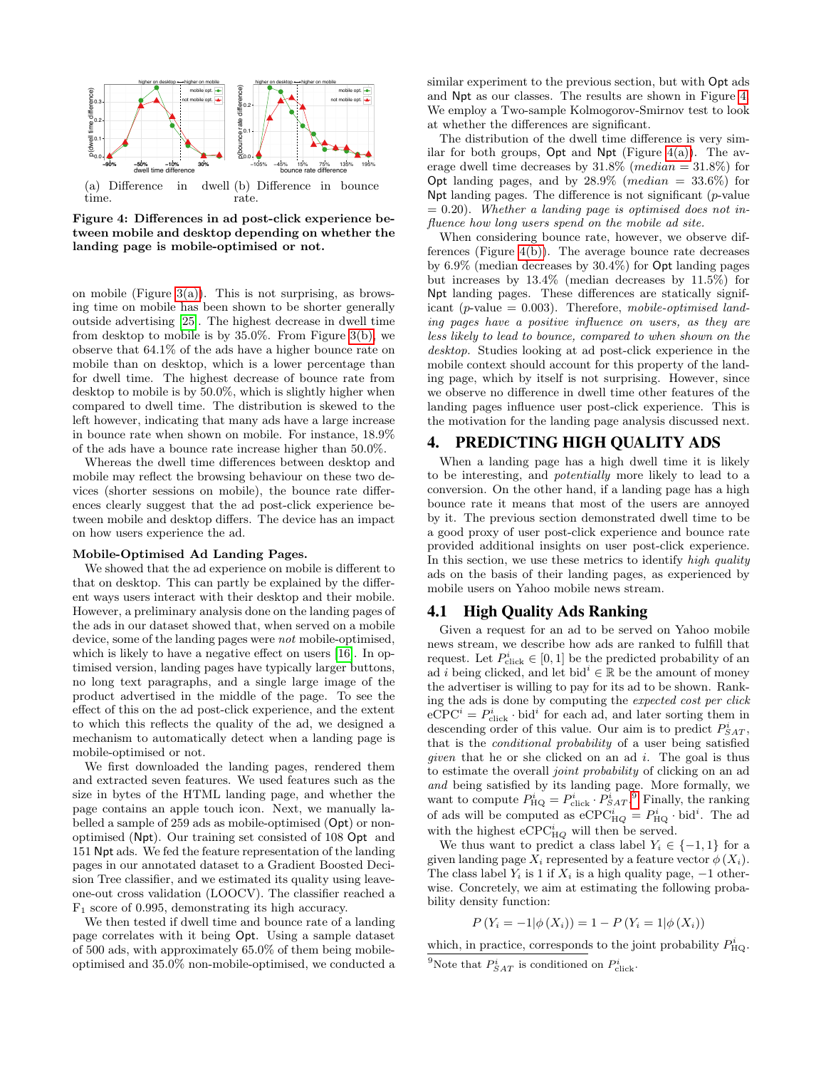(a) Difference in dwell time. (b) Difference in bounce rate.

**Figure 4: Differences in ad post-click experience between mobile and desktop depending on whether the landing page is mobile-optimised or not.**

on mobile (Figure 3(a)). This is not surprising, as browsing time on mobile has been shown to be shorter generally outside advertising [25]. The highest decrease in dwell time from desktop to mobile is by 35.0%. From Figure 3(b), we observe that 64.1% of the ads have a higher bounce rate on mobile than on desktop, which is a lower percentage than for dwell time. The highest decrease of bounce rate from desktop to mobile is by 50.0%, which is slightly higher when compared to dwell time. The distribution is skewed to the left however, indicating that many ads have a large increase in bounce rate when shown on mobile. For instance, 18.9% of the ads have a bounce rate increase higher than 50.0%.

Whereas the dwell time differences between desktop and mobile may reflect the browsing behaviour on these two devices (shorter sessions on mobile), the bounce rate differences clearly suggest that the ad post-click experience between mobile and desktop differs. The device has an impact on how users experience the ad.

**Mobile-Optimised Ad Landing Pages.**

We showed that the ad experience on mobile is different to that on desktop. This can partly be explained by the different ways users interact with their desktop and their mobile. However, a preliminary analysis done on the landing pages of the ads in our dataset showed that, when served on a mobile device, some of the landing pages were *not* mobile-optimised, which is likely to have a negative effect on users [16]. In optimised version, landing pages have typically larger buttons, no long text paragraphs, and a single large image of the product advertised in the middle of the page. To see the effect of this on the ad post-click experience, and the extent to which this reflects the quality of the ad, we designed a mechanism to automatically detect when a landing page is mobile-optimised or not.

We first downloaded the landing pages, rendered them and extracted seven features. We used features such as the size in bytes of the HTML landing page, and whether the page contains an apple touch icon. Next, we manually labelled a sample of 259 ads as mobile-optimised (Opt) or non-optimised (Npt). Our training set consisted of 108 Opt and 151 Npt ads. We fed the feature representation of the landing pages in our annotated dataset to a Gradient Boosted Decision Tree classifier, and we estimated its quality using leave-one-out cross validation (LOOCV). The classifier reached a $F_1$ score of 0.995, demonstrating its high accuracy.

We then tested if dwell time and bounce rate of a landing page correlates with it being Opt. Using a sample dataset of 500 ads, with approximately 65.0% of them being mobile-optimised and 35.0% non-mobile-optimised, we conducted a similar experiment to the previous section, but with Opt ads and Npt as our classes. The results are shown in Figure 4. We employ a Two-sample Kolmogorov-Smirnov test to look at whether the differences are significant.

The distribution of the dwell time difference is very similar for both groups, Opt and Npt (Figure 4(a)). The average dwell time decreases by 31.8% (*median* = 31.8%) for Opt landing pages, and by 28.9% (*median* = 33.6%) for Npt landing pages. The difference is not significant ($p$-value = 0.20). *Whether a landing page is optimised does not influence how long users spend on the mobile ad site.*

When considering bounce rate, however, we observe differences (Figure 4(b)). The average bounce rate decreases by 6.9% (median decreases by 30.4%) for Opt landing pages but increases by 13.4% (median decreases by 11.5%) for Npt landing pages. These differences are statically significant ($p$-value = 0.003). Therefore, *mobile-optimised landing pages have a positive influence on users, as they are less likely to lead to bounce, compared to when shown on the desktop.* Studies looking at ad post-click experience in the mobile context should account for this property of the landing page, which by itself is not surprising. However, since we observe no difference in dwell time other features of the landing pages influence user post-click experience. This is the motivation for the landing page analysis discussed next.

# 4. PREDICTING HIGH QUALITY ADS

When a landing page has a high dwell time it is likely to be interesting, and *potentially* more likely to lead to a conversion. On the other hand, if a landing page has a high bounce rate it means that most of the users are annoyed by it. The previous section demonstrated dwell time to be a good proxy of user post-click experience and bounce rate provided additional insights on user post-click experience. In this section, we use these metrics to identify *high quality* ads on the basis of their landing pages, as experienced by mobile users on Yahoo mobile news stream.

## 4.1 High Quality Ads Ranking

Given a request for an ad to be served on Yahoo mobile news stream, we describe how ads are ranked to fulfill that request. Let $P^i_{\text{click}} \in [0, 1]$ be the predicted probability of an ad $i$ being clicked, and let $\text{bid}^i \in \mathbb{R}$ be the amount of money the advertiser is willing to pay for its ad to be shown. Ranking the ads is done by computing the *expected cost per click* $\text{eCPC}^i = P^i_{\text{click}} \cdot \text{bid}^i$ for each ad, and later sorting them in descending order of this value. Our aim is to predict $P^i_{SAT}$, that is the *conditional probability* of a user being satisfied *given* that he or she clicked on an ad $i$. The goal is thus to estimate the overall *joint probability* of clicking on an ad *and* being satisfied by its landing page. More formally, we want to compute $P^i_{\text{HQ}} = P^i_{\text{click}} \cdot P^i_{SAT}$.[9] Finally, the ranking of ads will be computed as $\text{eCPC}^i_{\text{HQ}} = P^i_{\text{HQ}} \cdot \text{bid}^i$. The ad with the highest $\text{eCPC}^i_{\text{HQ}}$ will then be served.

We thus want to predict a class label $Y_i \in \{-1, 1\}$ for a given landing page $X_i$ represented by a feature vector $\phi(X_i)$. The class label $Y_i$ is 1 if $X_i$ is a high quality page, $-1$ otherwise. Concretely, we aim at estimating the following probability density function:

$$P(Y_i = -1|\phi(X_i)) = 1 - P(Y_i = 1|\phi(X_i))$$

which, in practice, corresponds to the joint probability $P^i_{\text{HQ}}$.

[9] Note that $P^i_{SAT}$ is conditioned on $P^i_{\text{click}}$.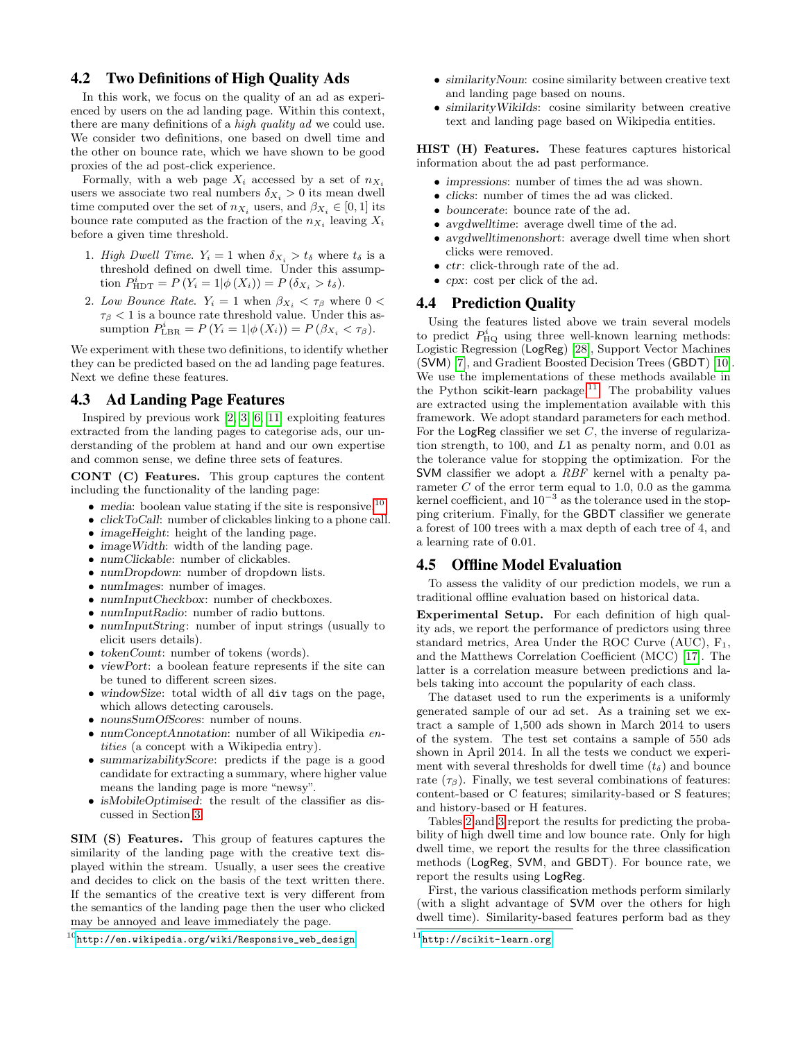## 4.2 Two Definitions of High Quality Ads

In this work, we focus on the quality of an ad as experienced by users on the ad landing page. Within this context, there are many definitions of a *high quality ad* we could use. We consider two definitions, one based on dwell time and the other on bounce rate, which we have shown to be good proxies of the ad post-click experience.

Formally, with a web page $X_i$ accessed by a set of $n_{X_i}$ users we associate two real numbers $\delta_{X_i} > 0$ its mean dwell time computed over the set of $n_{X_i}$ users, and $\beta_{X_i} \in [0, 1]$ its bounce rate computed as the fraction of the $n_{X_i}$ leaving $X_i$ before a given time threshold.

1. *High Dwell Time.* $Y_i = 1$ when $\delta_{X_i} > t_\delta$ where $t_\delta$ is a threshold defined on dwell time. Under this assumption $P^i_{\text{HDT}} = P(Y_i = 1|\phi(X_i)) = P(\delta_{X_i} > t_\delta)$.
2. *Low Bounce Rate.* $Y_i = 1$ when $\beta_{X_i} < \tau_\beta$ where $0 < \tau_\beta < 1$ is a bounce rate threshold value. Under this assumption $P^i_{\text{LBR}} = P(Y_i = 1|\phi(X_i)) = P(\beta_{X_i} < \tau_\beta)$.

We experiment with these two definitions, to identify whether they can be predicted based on the ad landing page features. Next we define these features.

## 4.3 Ad Landing Page Features

Inspired by previous work [2, 3, 6, 11] exploiting features extracted from the landing pages to categorise ads, our understanding of the problem at hand and our own expertise and common sense, we define three sets of features.

**CONT (C) Features.** This group captures the content including the functionality of the landing page:

- *media*: boolean value stating if the site is responsive.[10]
- *clickToCall*: number of clickables linking to a phone call.
- *imageHeight*: height of the landing page.
- *imageWidth*: width of the landing page.
- *numClickable*: number of clickables.
- *numDropdown*: number of dropdown lists.
- *numImages*: number of images.
- *numInputCheckbox*: number of checkboxes.
- *numInputRadio*: number of radio buttons.
- *numInputString*: number of input strings (usually to elicit users details).
- *tokenCount*: number of tokens (words).
- *viewPort*: a boolean feature represents if the site can be tuned to different screen sizes.
- *windowSize*: total width of all `div` tags on the page, which allows detecting carousels.
- *nounsSumOfScores*: number of nouns.
- *numConceptAnnotation*: number of all Wikipedia *entities* (a concept with a Wikipedia entry).
- *summarizabilityScore*: predicts if the page is a good candidate for extracting a summary, where higher value means the landing page is more "newsy".
- *isMobileOptimised*: the result of the classifier as discussed in Section 3.

**SIM (S) Features.** This group of features captures the similarity of the landing page with the creative text displayed within the stream. Usually, a user sees the creative and decides to click on the basis of the text written there. If the semantics of the creative text is very different from the semantics of the landing page then the user who clicked may be annoyed and leave immediately the page.

- *similarityNoun*: cosine similarity between creative text and landing page based on nouns.
- *similarityWikiIds*: cosine similarity between creative text and landing page based on Wikipedia entities.

**HIST (H) Features.** These features captures historical information about the ad past performance.

- *impressions*: number of times the ad was shown.
- *clicks*: number of times the ad was clicked.
- *bouncerate*: bounce rate of the ad.
- *avgdwelltime*: average dwell time of the ad.
- *avgdwelltimenonshort*: average dwell time when short clicks were removed.
- *ctr*: click-through rate of the ad.
- *cpx*: cost per click of the ad.

## 4.4 Prediction Quality

Using the features listed above we train several models to predict $P^i_{\text{HQ}}$ using three well-known learning methods: Logistic Regression (LogReg) [28], Support Vector Machines (SVM) [7], and Gradient Boosted Decision Trees (GBDT) [10]. We use the implementations of these methods available in the Python scikit-learn package.[11] The probability values are extracted using the implementation available with this framework. We adopt standard parameters for each method. For the LogReg classifier we set $C$, the inverse of regularization strength, to 100, and $L1$ as penalty norm, and 0.01 as the tolerance value for stopping the optimization. For the SVM classifier we adopt a *RBF* kernel with a penalty parameter $C$ of the error term equal to 1.0, 0.0 as the gamma kernel coefficient, and $10^{-3}$ as the tolerance used in the stopping criterium. Finally, for the GBDT classifier we generate a forest of 100 trees with a max depth of each tree of 4, and a learning rate of 0.01.

## 4.5 Offline Model Evaluation

To assess the validity of our prediction models, we run a traditional offline evaluation based on historical data.

**Experimental Setup.** For each definition of high quality ads, we report the performance of predictors using three standard metrics, Area Under the ROC Curve (AUC), $F_1$, and the Matthews Correlation Coefficient (MCC) [17]. The latter is a correlation measure between predictions and labels taking into account the popularity of each class.

The dataset used to run the experiments is a uniformly generated sample of our ad set. As a training set we extract a sample of 1,500 ads shown in March 2014 to users of the system. The test set contains a sample of 550 ads shown in April 2014. In all the tests we conduct we experiment with several thresholds for dwell time ($t_\delta$) and bounce rate ($\tau_\beta$). Finally, we test several combinations of features: content-based or C features; similarity-based or S features; and history-based or H features.

Tables 2 and 3 report the results for predicting the probability of high dwell time and low bounce rate. Only for high dwell time, we report the results for the three classification methods (LogReg, SVM, and GBDT). For bounce rate, we report the results using LogReg.

First, the various classification methods perform similarly (with a slight advantage of SVM over the others for high dwell time). Similarity-based features perform bad as they

[10] http://en.wikipedia.org/wiki/Responsive_web_design

[11] http://scikit-learn.org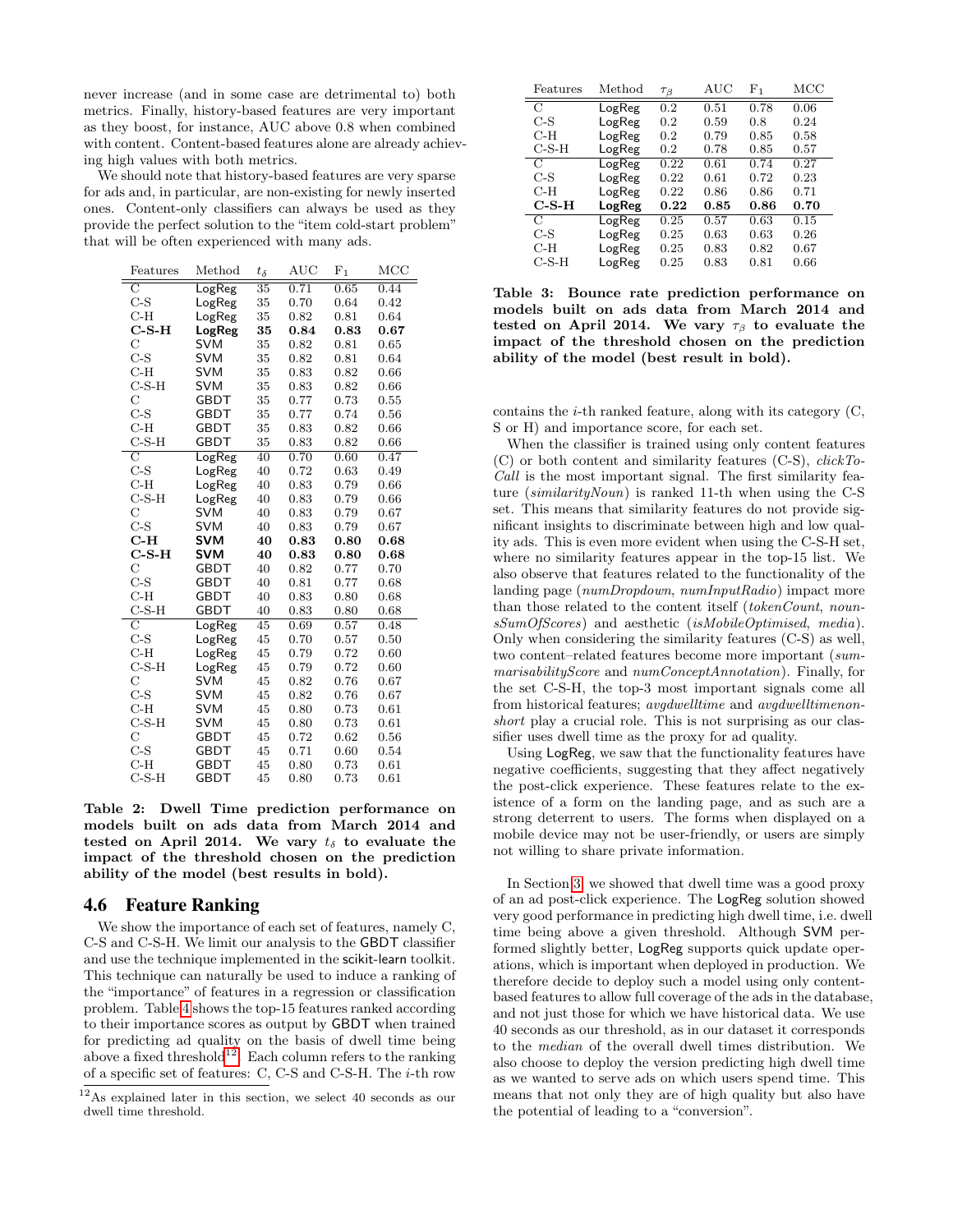never increase (and in some case are detrimental to) both metrics. Finally, history-based features are very important as they boost, for instance, AUC above 0.8 when combined with content. Content-based features alone are already achieving high values with both metrics.

We should note that history-based features are very sparse for ads and, in particular, are non-existing for newly inserted ones. Content-only classifiers can always be used as they provide the perfect solution to the "item cold-start problem" that will be often experienced with many ads.

| Features | Method | $t_\delta$ | AUC | $F_1$ | MCC |
|---|---|---|---|---|---|
| C | LogReg | 35 | 0.71 | 0.65 | 0.44 |
| C-S | LogReg | 35 | 0.70 | 0.64 | 0.42 |
| C-H | LogReg | 35 | 0.82 | 0.81 | 0.64 |
| **C-S-H** | **LogReg** | **35** | **0.84** | **0.83** | **0.67** |
| C | SVM | 35 | 0.82 | 0.81 | 0.65 |
| C-S | SVM | 35 | 0.82 | 0.81 | 0.64 |
| C-H | SVM | 35 | 0.83 | 0.82 | 0.66 |
| C-S-H | SVM | 35 | 0.83 | 0.82 | 0.66 |
| C | GBDT | 35 | 0.77 | 0.73 | 0.55 |
| C-S | GBDT | 35 | 0.77 | 0.74 | 0.56 |
| C-H | GBDT | 35 | 0.83 | 0.82 | 0.66 |
| C-S-H | GBDT | 35 | 0.83 | 0.82 | 0.66 |
| C | LogReg | 40 | 0.70 | 0.60 | 0.47 |
| C-S | LogReg | 40 | 0.72 | 0.63 | 0.49 |
| C-H | LogReg | 40 | 0.83 | 0.79 | 0.66 |
| C-S-H | LogReg | 40 | 0.83 | 0.79 | 0.66 |
| C | SVM | 40 | 0.83 | 0.79 | 0.67 |
| C-S | SVM | 40 | 0.83 | 0.79 | 0.67 |
| **C-H** | **SVM** | **40** | **0.83** | **0.80** | **0.68** |
| **C-S-H** | **SVM** | **40** | **0.83** | **0.80** | **0.68** |
| C | GBDT | 40 | 0.82 | 0.77 | 0.70 |
| C-S | GBDT | 40 | 0.81 | 0.77 | 0.68 |
| C-H | GBDT | 40 | 0.83 | 0.80 | 0.68 |
| C-S-H | GBDT | 40 | 0.83 | 0.80 | 0.68 |
| C | LogReg | 45 | 0.69 | 0.57 | 0.48 |
| C-S | LogReg | 45 | 0.70 | 0.57 | 0.50 |
| C-H | LogReg | 45 | 0.79 | 0.72 | 0.60 |
| C-S-H | LogReg | 45 | 0.79 | 0.72 | 0.60 |
| C | SVM | 45 | 0.82 | 0.76 | 0.67 |
| C-S | SVM | 45 | 0.82 | 0.76 | 0.67 |
| C-H | SVM | 45 | 0.80 | 0.73 | 0.61 |
| C-S-H | SVM | 45 | 0.80 | 0.73 | 0.61 |
| C | GBDT | 45 | 0.72 | 0.62 | 0.56 |
| C-S | GBDT | 45 | 0.71 | 0.60 | 0.54 |
| C-H | GBDT | 45 | 0.80 | 0.73 | 0.61 |
| C-S-H | GBDT | 45 | 0.80 | 0.73 | 0.61 |

**Table 2: Dwell Time prediction performance on models built on ads data from March 2014 and tested on April 2014. We vary $t_\delta$ to evaluate the impact of the threshold chosen on the prediction ability of the model (best results in bold).**

## 4.6 Feature Ranking

We show the importance of each set of features, namely C, C-S and C-S-H. We limit our analysis to the GBDT classifier and use the technique implemented in the scikit-learn toolkit. This technique can naturally be used to induce a ranking of the "importance" of features in a regression or classification problem. Table 4 shows the top-15 features ranked according to their importance scores as output by GBDT when trained for predicting ad quality on the basis of dwell time being above a fixed threshold[12]. Each column refers to the ranking of a specific set of features: C, C-S and C-S-H. The $i$-th row contains the $i$-th ranked feature, along with its category (C, S or H) and importance score, for each set.

[12] As explained later in this section, we select 40 seconds as our dwell time threshold.

| Features | Method | $\tau_\beta$ | AUC | $F_1$ | MCC |
|---|---|---|---|---|---|
| C | LogReg | 0.2 | 0.51 | 0.78 | 0.06 |
| C-S | LogReg | 0.2 | 0.59 | 0.8 | 0.24 |
| C-H | LogReg | 0.2 | 0.79 | 0.85 | 0.58 |
| C-S-H | LogReg | 0.2 | 0.78 | 0.85 | 0.57 |
| C | LogReg | 0.22 | 0.61 | 0.74 | 0.27 |
| C-S | LogReg | 0.22 | 0.61 | 0.72 | 0.23 |
| C-H | LogReg | 0.22 | 0.86 | 0.86 | 0.71 |
| **C-S-H** | **LogReg** | **0.22** | **0.85** | **0.86** | **0.70** |
| C | LogReg | 0.25 | 0.57 | 0.63 | 0.15 |
| C-S | LogReg | 0.25 | 0.63 | 0.63 | 0.26 |
| C-H | LogReg | 0.25 | 0.83 | 0.82 | 0.67 |
| C-S-H | LogReg | 0.25 | 0.83 | 0.81 | 0.66 |

**Table 3: Bounce rate prediction performance on models built on ads data from March 2014 and tested on April 2014. We vary $\tau_\beta$ to evaluate the impact of the threshold chosen on the prediction ability of the model (best result in bold).**

When the classifier is trained using only content features (C) or both content and similarity features (C-S), *clickToCall* is the most important signal. The first similarity feature (*similarityNoun*) is ranked 11-th when using the C-S set. This means that similarity features do not provide significant insights to discriminate between high and low quality ads. This is even more evident when using the C-S-H set, where no similarity features appear in the top-15 list. We also observe that features related to the functionality of the landing page (*numDropdown*, *numInputRadio*) impact more than those related to the content itself (*tokenCount*, *nounsSumOfScores*) and aesthetic (*isMobileOptimised*, *media*). Only when considering the similarity features (C-S) as well, two content–related features become more important (*summarisabilityScore* and *numConceptAnnotation*). Finally, for the set C-S-H, the top-3 most important signals come all from historical features; *avgdwelltime* and *avgdwelltimenonshort* play a crucial role. This is not surprising as our classifier uses dwell time as the proxy for ad quality.

Using LogReg, we saw that the functionality features have negative coefficients, suggesting that they affect negatively the post-click experience. These features relate to the existence of a form on the landing page, and as such are a strong deterrent to users. The forms when displayed on a mobile device may not be user-friendly, or users are simply not willing to share private information.

In Section 3, we showed that dwell time was a good proxy of an ad post-click experience. The LogReg solution showed very good performance in predicting high dwell time, i.e. dwell time being above a given threshold. Although SVM performed slightly better, LogReg supports quick update operations, which is important when deployed in production. We therefore decide to deploy such a model using only content-based features to allow full coverage of the ads in the database, and not just those for which we have historical data. We use 40 seconds as our threshold, as in our dataset it corresponds to the *median* of the overall dwell times distribution. We also choose to deploy the version predicting high dwell time as we wanted to serve ads on which users spend time. This means that not only they are of high quality but also have the potential of leading to a "conversion".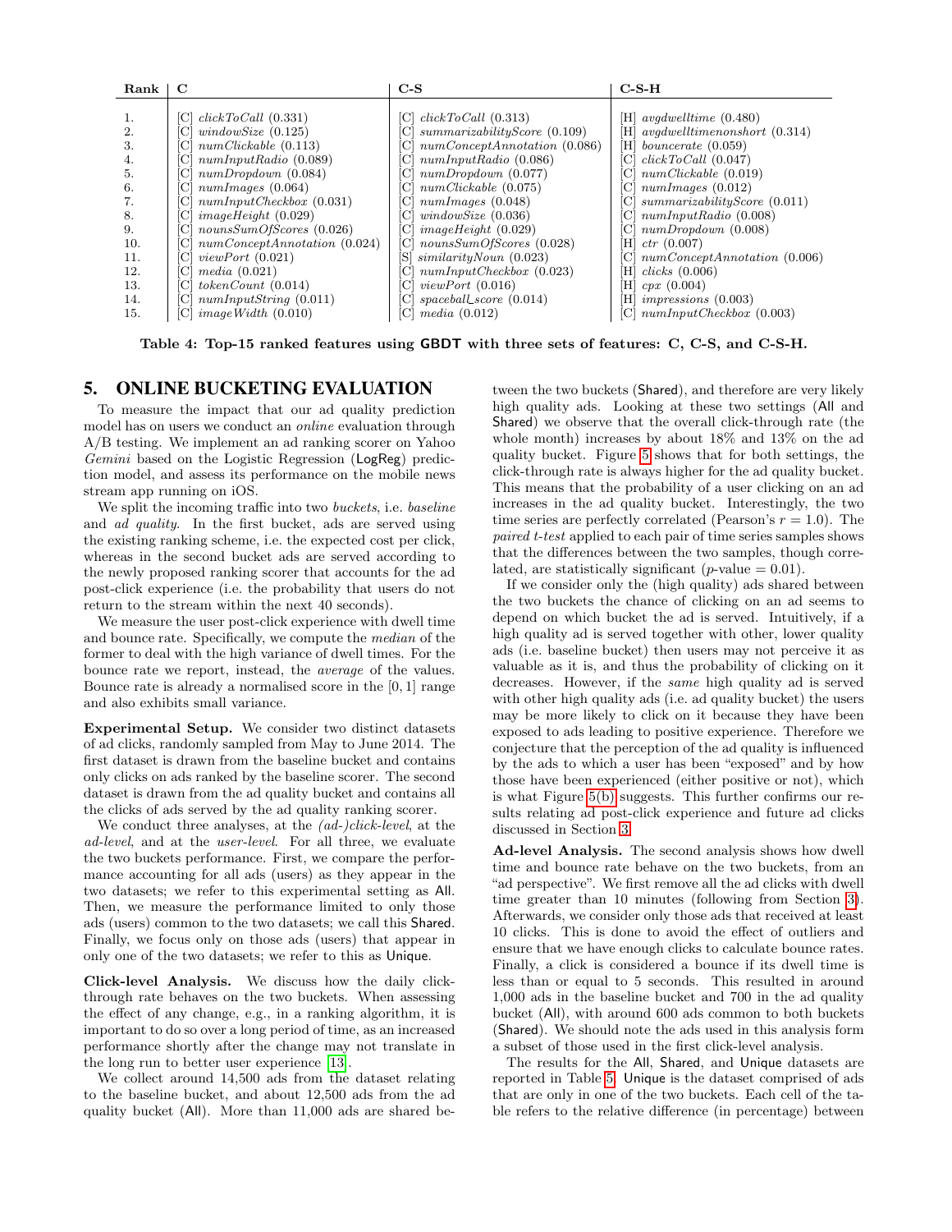| Rank | C | C-S | C-S-H |
|---|---|---|---|
| 1. | [C] *clickToCall* (0.331) | [C] *clickToCall* (0.313) | [H] *avgdwelltime* (0.480) |
| 2. | [C] *windowSize* (0.125) | [C] *summarizabilityScore* (0.109) | [H] *avgdwelltimenonshort* (0.314) |
| 3. | [C] *numClickable* (0.113) | [C] *numConceptAnnotation* (0.086) | [H] *bouncerate* (0.059) |
| 4. | [C] *numInputRadio* (0.089) | [C] *numInputRadio* (0.086) | [C] *clickToCall* (0.047) |
| 5. | [C] *numDropdown* (0.084) | [C] *numDropdown* (0.077) | [C] *numClickable* (0.019) |
| 6. | [C] *numImages* (0.064) | [C] *numClickable* (0.075) | [C] *numImages* (0.012) |
| 7. | [C] *numInputCheckbox* (0.031) | [C] *numImages* (0.048) | [C] *summarizabilityScore* (0.011) |
| 8. | [C] *imageHeight* (0.029) | [C] *windowSize* (0.036) | [C] *numInputRadio* (0.008) |
| 9. | [C] *nounsSumOfScores* (0.026) | [C] *imageHeight* (0.029) | [C] *numDropdown* (0.008) |
| 10. | [C] *numConceptAnnotation* (0.024) | [C] *nounsSumOfScores* (0.028) | [H] *ctr* (0.007) |
| 11. | [C] *viewPort* (0.021) | [S] *similarityNoun* (0.023) | [C] *numConceptAnnotation* (0.006) |
| 12. | [C] *media* (0.021) | [C] *numInputCheckbox* (0.023) | [H] *clicks* (0.006) |
| 13. | [C] *tokenCount* (0.014) | [C] *viewPort* (0.016) | [H] *cpx* (0.004) |
| 14. | [C] *numInputString* (0.011) | [C] *spaceball_score* (0.014) | [H] *impressions* (0.003) |
| 15. | [C] *imageWidth* (0.010) | [C] *media* (0.012) | [C] *numInputCheckbox* (0.003) |

**Table 4: Top-15 ranked features using GBDT with three sets of features: C, C-S, and C-S-H.**

## 5. ONLINE BUCKETING EVALUATION

To measure the impact that our ad quality prediction model has on users we conduct an *online* evaluation through A/B testing. We implement an ad ranking scorer on Yahoo *Gemini* based on the Logistic Regression (LogReg) prediction model, and assess its performance on the mobile news stream app running on iOS.

We split the incoming traffic into two *buckets*, i.e. *baseline* and *ad quality*. In the first bucket, ads are served using the existing ranking scheme, i.e. the expected cost per click, whereas in the second bucket ads are served according to the newly proposed ranking scorer that accounts for the ad post-click experience (i.e. the probability that users do not return to the stream within the next 40 seconds).

We measure the user post-click experience with dwell time and bounce rate. Specifically, we compute the *median* of the former to deal with the high variance of dwell times. For the bounce rate we report, instead, the *average* of the values. Bounce rate is already a normalised score in the $[0, 1]$ range and also exhibits small variance.

**Experimental Setup.** We consider two distinct datasets of ad clicks, randomly sampled from May to June 2014. The first dataset is drawn from the baseline bucket and contains only clicks on ads ranked by the baseline scorer. The second dataset is drawn from the ad quality bucket and contains all the clicks of ads served by the ad quality ranking scorer.

We conduct three analyses, at the *(ad-)click-level*, at the *ad-level*, and at the *user-level*. For all three, we evaluate the two buckets performance. First, we compare the performance accounting for all ads (users) as they appear in the two datasets; we refer to this experimental setting as All. Then, we measure the performance limited to only those ads (users) common to the two datasets; we call this Shared. Finally, we focus only on those ads (users) that appear in only one of the two datasets; we refer to this as Unique.

**Click-level Analysis.** We discuss how the daily click-through rate behaves on the two buckets. When assessing the effect of any change, e.g., in a ranking algorithm, it is important to do so over a long period of time, as an increased performance shortly after the change may not translate in the long run to better user experience [13].

We collect around 14,500 ads from the dataset relating to the baseline bucket, and about 12,500 ads from the ad quality bucket (All). More than 11,000 ads are shared between the two buckets (Shared), and therefore are very likely high quality ads. Looking at these two settings (All and Shared) we observe that the overall click-through rate (the whole month) increases by about 18% and 13% on the ad quality bucket. Figure 5 shows that for both settings, the click-through rate is always higher for the ad quality bucket. This means that the probability of a user clicking on an ad increases in the ad quality bucket. Interestingly, the two time series are perfectly correlated (Pearson's $r = 1.0$). The *paired t-test* applied to each pair of time series samples shows that the differences between the two samples, though correlated, are statistically significant ($p$-value $= 0.01$).

If we consider only the (high quality) ads shared between the two buckets the chance of clicking on an ad seems to depend on which bucket the ad is served. Intuitively, if a high quality ad is served together with other, lower quality ads (i.e. baseline bucket) then users may not perceive it as valuable as it is, and thus the probability of clicking on it decreases. However, if the *same* high quality ad is served with other high quality ads (i.e. ad quality bucket) the users may be more likely to click on it because they have been exposed to ads leading to positive experience. Therefore we conjecture that the perception of the ad quality is influenced by the ads to which a user has been "exposed" and by how those have been experienced (either positive or not), which is what Figure 5(b) suggests. This further confirms our results relating ad post-click experience and future ad clicks discussed in Section 3.

**Ad-level Analysis.** The second analysis shows how dwell time and bounce rate behave on the two buckets, from an "ad perspective". We first remove all the ad clicks with dwell time greater than 10 minutes (following from Section 3). Afterwards, we consider only those ads that received at least 10 clicks. This is done to avoid the effect of outliers and ensure that we have enough clicks to calculate bounce rates. Finally, a click is considered a bounce if its dwell time is less than or equal to 5 seconds. This resulted in around 1,000 ads in the baseline bucket and 700 in the ad quality bucket (All), with around 600 ads common to both buckets (Shared). We should note the ads used in this analysis form a subset of those used in the first click-level analysis.

The results for the All, Shared, and Unique datasets are reported in Table 5. Unique is the dataset comprised of ads that are only in one of the two buckets. Each cell of the table refers to the relative difference (in percentage) between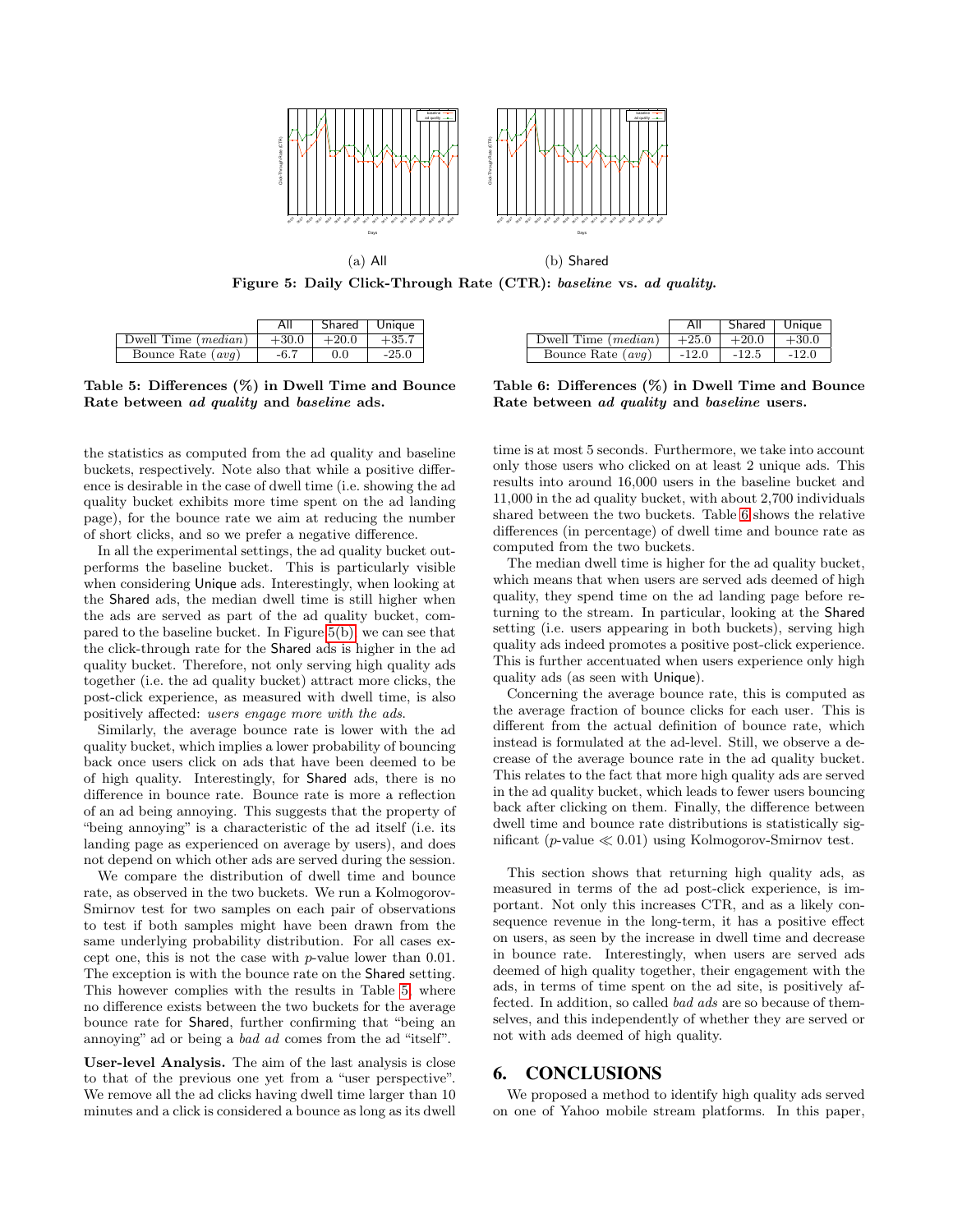(a) All

(b) Shared

**Figure 5: Daily Click-Through Rate (CTR): *baseline* vs. *ad quality*.**

| | All | Shared | Unique |
|---|---|---|---|
| Dwell Time (*median*) | +30.0 | +20.0 | +35.7 |
| Bounce Rate (*avg*) | -6.7 | 0.0 | -25.0 |

**Table 5: Differences (%) in Dwell Time and Bounce Rate between *ad quality* and *baseline* ads.**

| | All | Shared | Unique |
|---|---|---|---|
| Dwell Time (*median*) | +25.0 | +20.0 | +30.0 |
| Bounce Rate (*avg*) | -12.0 | -12.5 | -12.0 |

**Table 6: Differences (%) in Dwell Time and Bounce Rate between *ad quality* and *baseline* users.**

the statistics as computed from the ad quality and baseline buckets, respectively. Note also that while a positive difference is desirable in the case of dwell time (i.e. showing the ad quality bucket exhibits more time spent on the ad landing page), for the bounce rate we aim at reducing the number of short clicks, and so we prefer a negative difference.

In all the experimental settings, the ad quality bucket outperforms the baseline bucket. This is particularly visible when considering Unique ads. Interestingly, when looking at the Shared ads, the median dwell time is still higher when the ads are served as part of the ad quality bucket, compared to the baseline bucket. In Figure 5(b), we can see that the click-through rate for the Shared ads is higher in the ad quality bucket. Therefore, not only serving high quality ads together (i.e. the ad quality bucket) attract more clicks, the post-click experience, as measured with dwell time, is also positively affected: *users engage more with the ads.*

Similarly, the average bounce rate is lower with the ad quality bucket, which implies a lower probability of bouncing back once users click on ads that have been deemed to be of high quality. Interestingly, for Shared ads, there is no difference in bounce rate. Bounce rate is more a reflection of an ad being annoying. This suggests that the property of "being annoying" is a characteristic of the ad itself (i.e. its landing page as experienced on average by users), and does not depend on which other ads are served during the session.

We compare the distribution of dwell time and bounce rate, as observed in the two buckets. We run a Kolmogorov-Smirnov test for two samples on each pair of observations to test if both samples might have been drawn from the same underlying probability distribution. For all cases except one, this is not the case with $p$-value lower than 0.01. The exception is with the bounce rate on the Shared setting. This however complies with the results in Table 5, where no difference exists between the two buckets for the average bounce rate for Shared, further confirming that "being an annoying" ad or being a *bad ad* comes from the ad "itself".

**User-level Analysis.** The aim of the last analysis is close to that of the previous one yet from a "user perspective". We remove all the ad clicks having dwell time larger than 10 minutes and a click is considered a bounce as long as its dwell time is at most 5 seconds. Furthermore, we take into account only those users who clicked on at least 2 unique ads. This results into around 16,000 users in the baseline bucket and 11,000 in the ad quality bucket, with about 2,700 individuals shared between the two buckets. Table 6 shows the relative differences (in percentage) of dwell time and bounce rate as computed from the two buckets.

The median dwell time is higher for the ad quality bucket, which means that when users are served ads deemed of high quality, they spend time on the ad landing page before returning to the stream. In particular, looking at the Shared setting (i.e. users appearing in both buckets), serving high quality ads indeed promotes a positive post-click experience. This is further accentuated when users experience only high quality ads (as seen with Unique).

Concerning the average bounce rate, this is computed as the average fraction of bounce clicks for each user. This is different from the actual definition of bounce rate, which instead is formulated at the ad-level. Still, we observe a decrease of the average bounce rate in the ad quality bucket. This relates to the fact that more high quality ads are served in the ad quality bucket, which leads to fewer users bouncing back after clicking on them. Finally, the difference between dwell time and bounce rate distributions is statistically significant ($p$-value $\ll 0.01$) using Kolmogorov-Smirnov test.

This section shows that returning high quality ads, as measured in terms of the ad post-click experience, is important. Not only this increases CTR, and as a likely consequence revenue in the long-term, it has a positive effect on users, as seen by the increase in dwell time and decrease in bounce rate. Interestingly, when users are served ads deemed of high quality together, their engagement with the ads, in terms of time spent on the ad site, is positively affected. In addition, so called *bad ads* are so because of themselves, and this independently of whether they are served or not with ads deemed of high quality.

## 6. CONCLUSIONS

We proposed a method to identify high quality ads served on one of Yahoo mobile stream platforms. In this paper,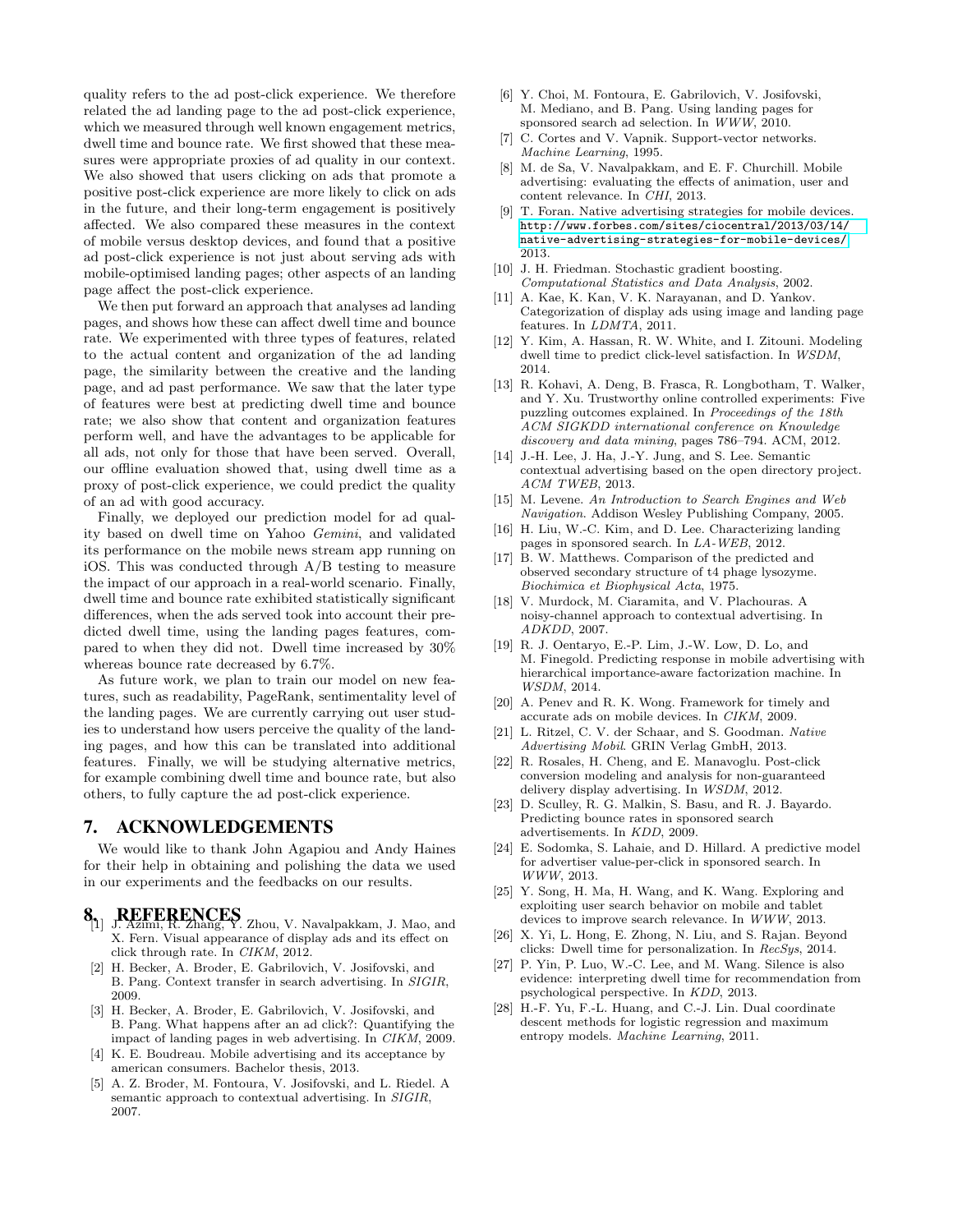quality refers to the ad post-click experience. We therefore related the ad landing page to the ad post-click experience, which we measured through well known engagement metrics, dwell time and bounce rate. We first showed that these measures were appropriate proxies of ad quality in our context. We also showed that users clicking on ads that promote a positive post-click experience are more likely to click on ads in the future, and their long-term engagement is positively affected. We also compared these measures in the context of mobile versus desktop devices, and found that a positive ad post-click experience is not just about serving ads with mobile-optimised landing pages; other aspects of an landing page affect the post-click experience.

We then put forward an approach that analyses ad landing pages, and shows how these can affect dwell time and bounce rate. We experimented with three types of features, related to the actual content and organization of the ad landing page, the similarity between the creative and the landing page, and ad past performance. We saw that the later type of features were best at predicting dwell time and bounce rate; we also show that content and organization features perform well, and have the advantages to be applicable for all ads, not only for those that have been served. Overall, our offline evaluation showed that, using dwell time as a proxy of post-click experience, we could predict the quality of an ad with good accuracy.

Finally, we deployed our prediction model for ad quality based on dwell time on Yahoo *Gemini*, and validated its performance on the mobile news stream app running on iOS. This was conducted through A/B testing to measure the impact of our approach in a real-world scenario. Finally, dwell time and bounce rate exhibited statistically significant differences, when the ads served took into account their predicted dwell time, using the landing pages features, compared to when they did not. Dwell time increased by 30% whereas bounce rate decreased by 6.7%.

As future work, we plan to train our model on new features, such as readability, PageRank, sentimentality level of the landing pages. We are currently carrying out user studies to understand how users perceive the quality of the landing pages, and how this can be translated into additional features. Finally, we will be studying alternative metrics, for example combining dwell time and bounce rate, but also others, to fully capture the ad post-click experience.

## 7. ACKNOWLEDGEMENTS

We would like to thank John Agapiou and Andy Haines for their help in obtaining and polishing the data we used in our experiments and the feedbacks on our results.

## 8. REFERENCES

[1] J. Azimi, R. Zhang, Y. Zhou, V. Navalpakkam, J. Mao, and X. Fern. Visual appearance of display ads and its effect on click through rate. In *CIKM*, 2012.

[2] H. Becker, A. Broder, E. Gabrilovich, V. Josifovski, and B. Pang. Context transfer in search advertising. In *SIGIR*, 2009.

[3] H. Becker, A. Broder, E. Gabrilovich, V. Josifovski, and B. Pang. What happens after an ad click?: Quantifying the impact of landing pages in web advertising. In *CIKM*, 2009.

[4] K. E. Boudreau. Mobile advertising and its acceptance by american consumers. Bachelor thesis, 2013.

[5] A. Z. Broder, M. Fontoura, V. Josifovski, and L. Riedel. A semantic approach to contextual advertising. In *SIGIR*, 2007.

[6] Y. Choi, M. Fontoura, E. Gabrilovich, V. Josifovski, M. Mediano, and B. Pang. Using landing pages for sponsored search ad selection. In *WWW*, 2010.

[7] C. Cortes and V. Vapnik. Support-vector networks. *Machine Learning*, 1995.

[8] M. de Sa, V. Navalpakkam, and E. F. Churchill. Mobile advertising: evaluating the effects of animation, user and content relevance. In *CHI*, 2013.

[9] T. Foran. Native advertising strategies for mobile devices. http://www.forbes.com/sites/ciocentral/2013/03/14/native-advertising-strategies-for-mobile-devices/ 2013.

[10] J. H. Friedman. Stochastic gradient boosting. *Computational Statistics and Data Analysis*, 2002.

[11] A. Kae, K. Kan, V. K. Narayanan, and D. Yankov. Categorization of display ads using image and landing page features. In *LDMTA*, 2011.

[12] Y. Kim, A. Hassan, R. W. White, and I. Zitouni. Modeling dwell time to predict click-level satisfaction. In *WSDM*, 2014.

[13] R. Kohavi, A. Deng, B. Frasca, R. Longbotham, T. Walker, and Y. Xu. Trustworthy online controlled experiments: Five puzzling outcomes explained. In *Proceedings of the 18th ACM SIGKDD international conference on Knowledge discovery and data mining*, pages 786–794. ACM, 2012.

[14] J.-H. Lee, J. Ha, J.-Y. Jung, and S. Lee. Semantic contextual advertising based on the open directory project. *ACM TWEB*, 2013.

[15] M. Levene. *An Introduction to Search Engines and Web Navigation*. Addison Wesley Publishing Company, 2005.

[16] H. Liu, W.-C. Kim, and D. Lee. Characterizing landing pages in sponsored search. In *LA-WEB*, 2012.

[17] B. W. Matthews. Comparison of the predicted and observed secondary structure of t4 phage lysozyme. *Biochimica et Biophysical Acta*, 1975.

[18] V. Murdock, M. Ciaramita, and V. Plachouras. A noisy-channel approach to contextual advertising. In *ADKDD*, 2007.

[19] R. J. Oentaryo, E.-P. Lim, J.-W. Low, D. Lo, and M. Finegold. Predicting response in mobile advertising with hierarchical importance-aware factorization machine. In *WSDM*, 2014.

[20] A. Penev and R. K. Wong. Framework for timely and accurate ads on mobile devices. In *CIKM*, 2009.

[21] L. Ritzel, C. V. der Schaar, and S. Goodman. *Native Advertising Mobil*. GRIN Verlag GmbH, 2013.

[22] R. Rosales, H. Cheng, and E. Manavoglu. Post-click conversion modeling and analysis for non-guaranteed delivery display advertising. In *WSDM*, 2012.

[23] D. Sculley, R. G. Malkin, S. Basu, and R. J. Bayardo. Predicting bounce rates in sponsored search advertisements. In *KDD*, 2009.

[24] E. Sodomka, S. Lahaie, and D. Hillard. A predictive model for advertiser value-per-click in sponsored search. In *WWW*, 2013.

[25] Y. Song, H. Ma, H. Wang, and K. Wang. Exploring and exploiting user search behavior on mobile and tablet devices to improve search relevance. In *WWW*, 2013.

[26] X. Yi, L. Hong, E. Zhong, N. Liu, and S. Rajan. Beyond clicks: Dwell time for personalization. In *RecSys*, 2014.

[27] P. Yin, P. Luo, W.-C. Lee, and M. Wang. Silence is also evidence: interpreting dwell time for recommendation from psychological perspective. In *KDD*, 2013.

[28] H.-F. Yu, F.-L. Huang, and C.-J. Lin. Dual coordinate descent methods for logistic regression and maximum entropy models. *Machine Learning*, 2011.